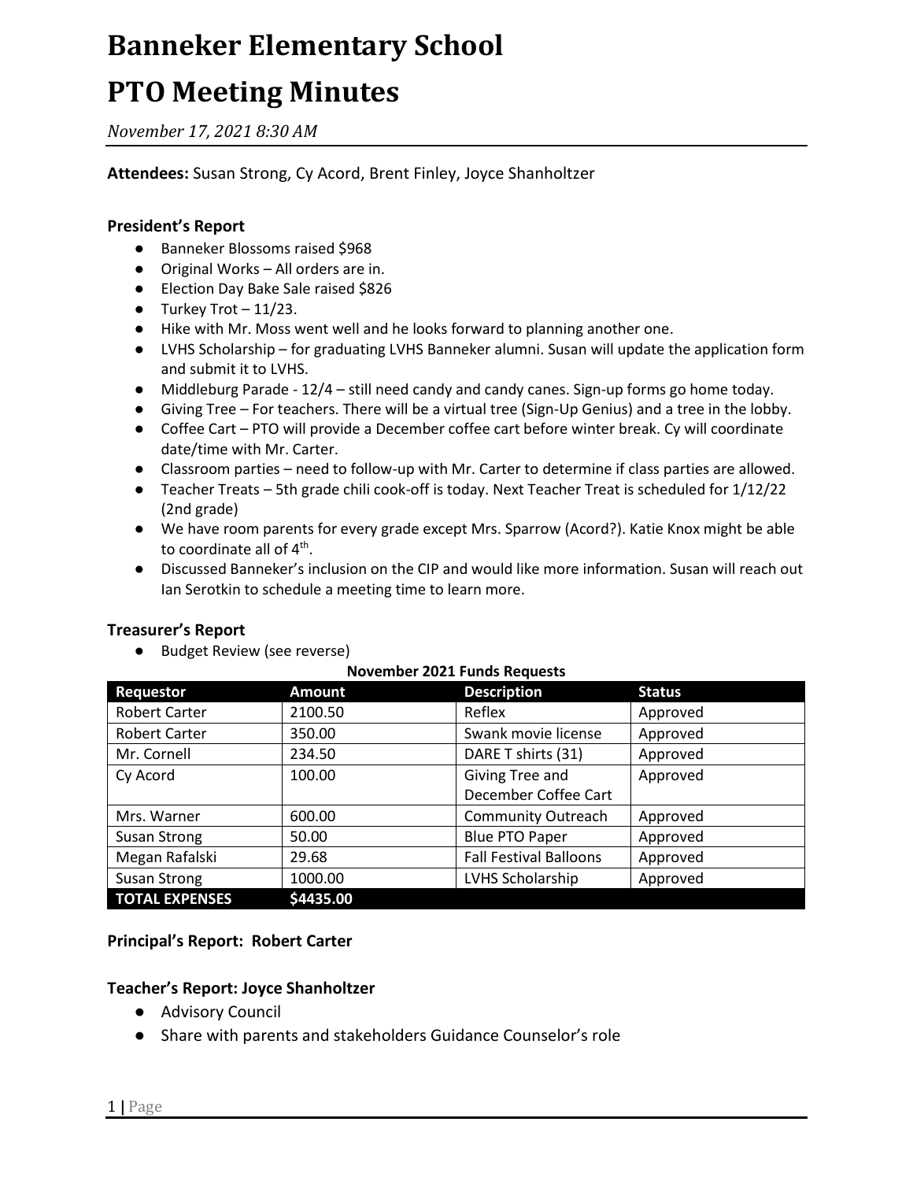# Banneker Elementary School

# PTO Meeting Minutes

*November 17, 2021 8:30 AM*

**Attendees:** Susan Strong, Cy Acord, Brent Finley, Joyce Shanholtzer

### President's Report

- Banneker Blossoms raised $968
- Original Works – All orders are in.
- Election Day Bake Sale raised $826
- Turkey Trot – 11/23.
- Hike with Mr. Moss went well and he looks forward to planning another one.
- LVHS Scholarship – for graduating LVHS Banneker alumni. Susan will update the application form and submit it to LVHS.
- Middleburg Parade - 12/4 – still need candy and candy canes. Sign-up forms go home today.
- Giving Tree – For teachers. There will be a virtual tree (Sign-Up Genius) and a tree in the lobby.
- Coffee Cart – PTO will provide a December coffee cart before winter break. Cy will coordinate date/time with Mr. Carter.
- Classroom parties – need to follow-up with Mr. Carter to determine if class parties are allowed.
- Teacher Treats – 5th grade chili cook-off is today. Next Teacher Treat is scheduled for 1/12/22 (2nd grade)
- We have room parents for every grade except Mrs. Sparrow (Acord?). Katie Knox might be able to coordinate all of 4th.
- Discussed Banneker's inclusion on the CIP and would like more information. Susan will reach out Ian Serotkin to schedule a meeting time to learn more.

### Treasurer's Report

- Budget Review (see reverse)

**November 2021 Funds Requests**

| Requestor | Amount | Description | Status |
|---|---|---|---|
| Robert Carter | 2100.50 | Reflex | Approved |
| Robert Carter | 350.00 | Swank movie license | Approved |
| Mr. Cornell | 234.50 | DARE T shirts (31) | Approved |
| Cy Acord | 100.00 | Giving Tree and December Coffee Cart | Approved |
| Mrs. Warner | 600.00 | Community Outreach | Approved |
| Susan Strong | 50.00 | Blue PTO Paper | Approved |
| Megan Rafalski | 29.68 | Fall Festival Balloons | Approved |
| Susan Strong | 1000.00 | LVHS Scholarship | Approved |
| **TOTAL EXPENSES** | **$4435.00** | | |

### Principal's Report: Robert Carter

### Teacher's Report: Joyce Shanholtzer

- Advisory Council
- Share with parents and stakeholders Guidance Counselor's role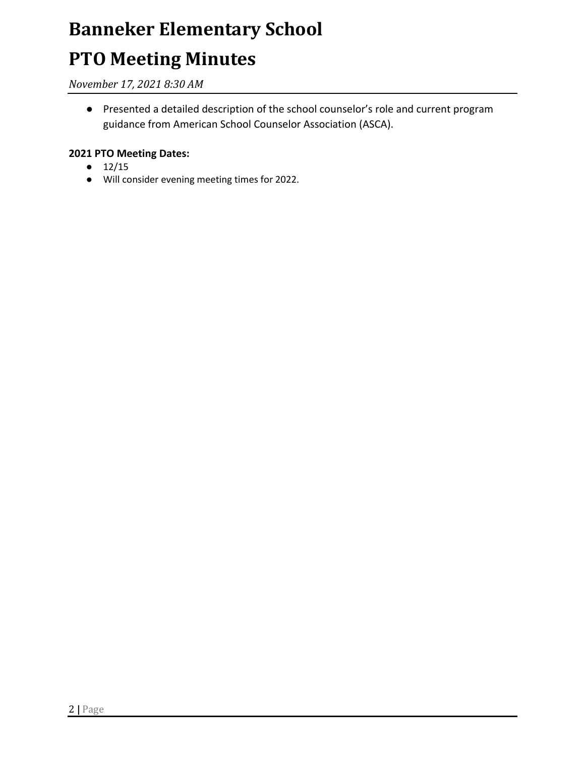# Banneker Elementary School

# PTO Meeting Minutes

*November 17, 2021 8:30 AM*

- Presented a detailed description of the school counselor's role and current program guidance from American School Counselor Association (ASCA).

**2021 PTO Meeting Dates:**

- 12/15
- Will consider evening meeting times for 2022.